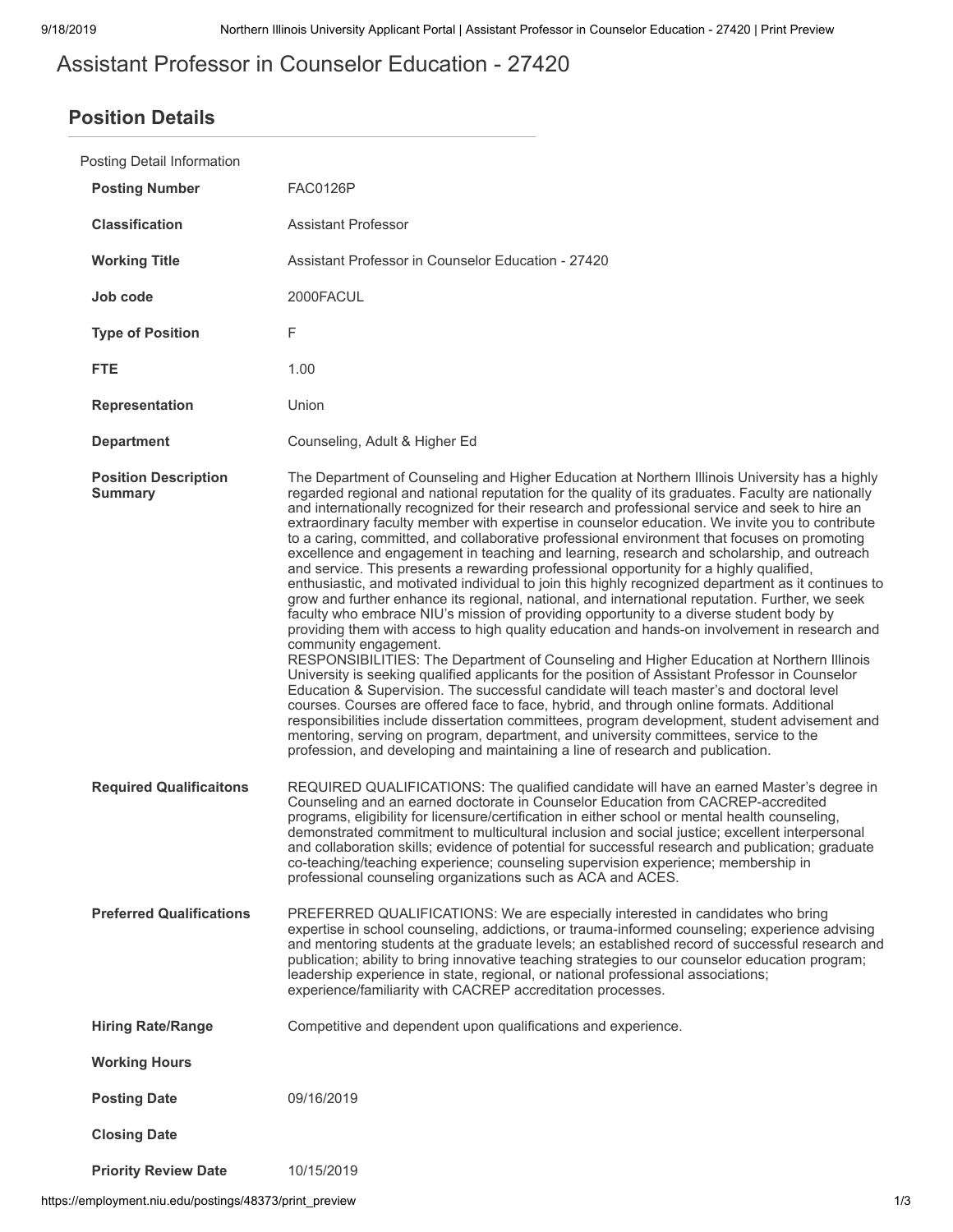# Assistant Professor in Counselor Education - 27420

## Position Details

Posting Detail Information

| | |
|---|---|
| **Posting Number** | FAC0126P |
| **Classification** | Assistant Professor |
| **Working Title** | Assistant Professor in Counselor Education - 27420 |
| **Job code** | 2000FACUL |
| **Type of Position** | F |
| **FTE** | 1.00 |
| **Representation** | Union |
| **Department** | Counseling, Adult & Higher Ed |
| **Position Description Summary** | The Department of Counseling and Higher Education at Northern Illinois University has a highly regarded regional and national reputation for the quality of its graduates. Faculty are nationally and internationally recognized for their research and professional service and seek to hire an extraordinary faculty member with expertise in counselor education. We invite you to contribute to a caring, committed, and collaborative professional environment that focuses on promoting excellence and engagement in teaching and learning, research and scholarship, and outreach and service. This presents a rewarding professional opportunity for a highly qualified, enthusiastic, and motivated individual to join this highly recognized department as it continues to grow and further enhance its regional, national, and international reputation. Further, we seek faculty who embrace NIU's mission of providing opportunity to a diverse student body by providing them with access to high quality education and hands-on involvement in research and community engagement.<br>RESPONSIBILITIES: The Department of Counseling and Higher Education at Northern Illinois University is seeking qualified applicants for the position of Assistant Professor in Counselor Education & Supervision. The successful candidate will teach master's and doctoral level courses. Courses are offered face to face, hybrid, and through online formats. Additional responsibilities include dissertation committees, program development, student advisement and mentoring, serving on program, department, and university committees, service to the profession, and developing and maintaining a line of research and publication. |
| **Required Qualificaitons** | REQUIRED QUALIFICATIONS: The qualified candidate will have an earned Master's degree in Counseling and an earned doctorate in Counselor Education from CACREP-accredited programs, eligibility for licensure/certification in either school or mental health counseling, demonstrated commitment to multicultural inclusion and social justice; excellent interpersonal and collaboration skills; evidence of potential for successful research and publication; graduate co-teaching/teaching experience; counseling supervision experience; membership in professional counseling organizations such as ACA and ACES. |
| **Preferred Qualifications** | PREFERRED QUALIFICATIONS: We are especially interested in candidates who bring expertise in school counseling, addictions, or trauma-informed counseling; experience advising and mentoring students at the graduate levels; an established record of successful research and publication; ability to bring innovative teaching strategies to our counselor education program; leadership experience in state, regional, or national professional associations; experience/familiarity with CACREP accreditation processes. |
| **Hiring Rate/Range** | Competitive and dependent upon qualifications and experience. |
| **Working Hours** | |
| **Posting Date** | 09/16/2019 |
| **Closing Date** | |
| **Priority Review Date** | 10/15/2019 |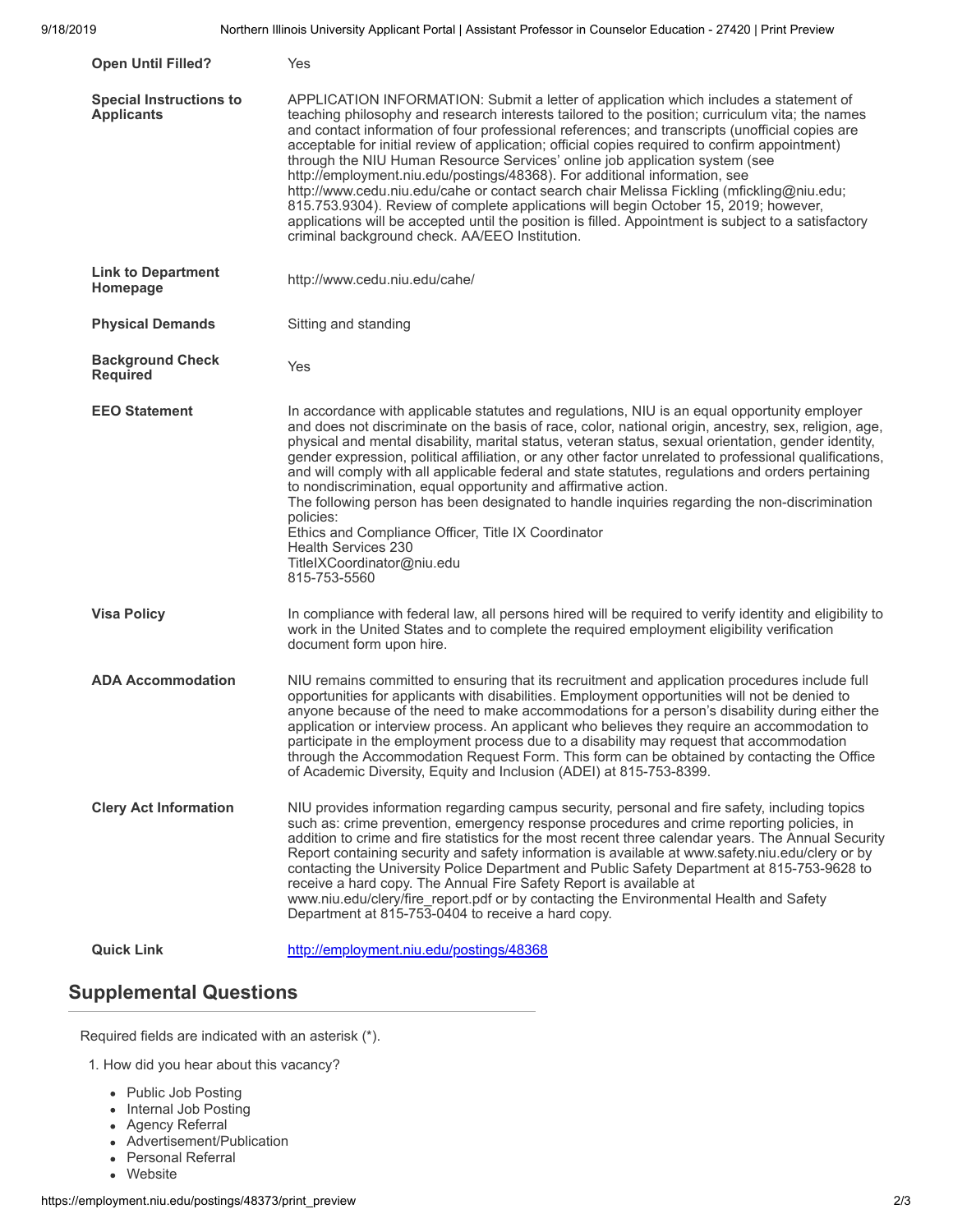| | |
|---|---|
| **Open Until Filled?** | Yes |
| **Special Instructions to Applicants** | APPLICATION INFORMATION: Submit a letter of application which includes a statement of teaching philosophy and research interests tailored to the position; curriculum vita; the names and contact information of four professional references; and transcripts (unofficial copies are acceptable for initial review of application; official copies required to confirm appointment) through the NIU Human Resource Services' online job application system (see http://employment.niu.edu/postings/48368). For additional information, see http://www.cedu.niu.edu/cahe or contact search chair Melissa Fickling (mfickling@niu.edu; 815.753.9304). Review of complete applications will begin October 15, 2019; however, applications will be accepted until the position is filled. Appointment is subject to a satisfactory criminal background check. AA/EEO Institution. |
| **Link to Department Homepage** | http://www.cedu.niu.edu/cahe/ |
| **Physical Demands** | Sitting and standing |
| **Background Check Required** | Yes |
| **EEO Statement** | In accordance with applicable statutes and regulations, NIU is an equal opportunity employer and does not discriminate on the basis of race, color, national origin, ancestry, sex, religion, age, physical and mental disability, marital status, veteran status, sexual orientation, gender identity, gender expression, political affiliation, or any other factor unrelated to professional qualifications, and will comply with all applicable federal and state statutes, regulations and orders pertaining to nondiscrimination, equal opportunity and affirmative action. The following person has been designated to handle inquiries regarding the non-discrimination policies: Ethics and Compliance Officer, Title IX Coordinator Health Services 230 TitleIXCoordinator@niu.edu 815-753-5560 |
| **Visa Policy** | In compliance with federal law, all persons hired will be required to verify identity and eligibility to work in the United States and to complete the required employment eligibility verification document form upon hire. |
| **ADA Accommodation** | NIU remains committed to ensuring that its recruitment and application procedures include full opportunities for applicants with disabilities. Employment opportunities will not be denied to anyone because of the need to make accommodations for a person's disability during either the application or interview process. An applicant who believes they require an accommodation to participate in the employment process due to a disability may request that accommodation through the Accommodation Request Form. This form can be obtained by contacting the Office of Academic Diversity, Equity and Inclusion (ADEI) at 815-753-8399. |
| **Clery Act Information** | NIU provides information regarding campus security, personal and fire safety, including topics such as: crime prevention, emergency response procedures and crime reporting policies, in addition to crime and fire statistics for the most recent three calendar years. The Annual Security Report containing security and safety information is available at www.safety.niu.edu/clery or by contacting the University Police Department and Public Safety Department at 815-753-9628 to receive a hard copy. The Annual Fire Safety Report is available at www.niu.edu/clery/fire_report.pdf or by contacting the Environmental Health and Safety Department at 815-753-0404 to receive a hard copy. |
| **Quick Link** | http://employment.niu.edu/postings/48368 |

## Supplemental Questions

Required fields are indicated with an asterisk (*).

1. How did you hear about this vacancy?
   - Public Job Posting
   - Internal Job Posting
   - Agency Referral
   - Advertisement/Publication
   - Personal Referral
   - Website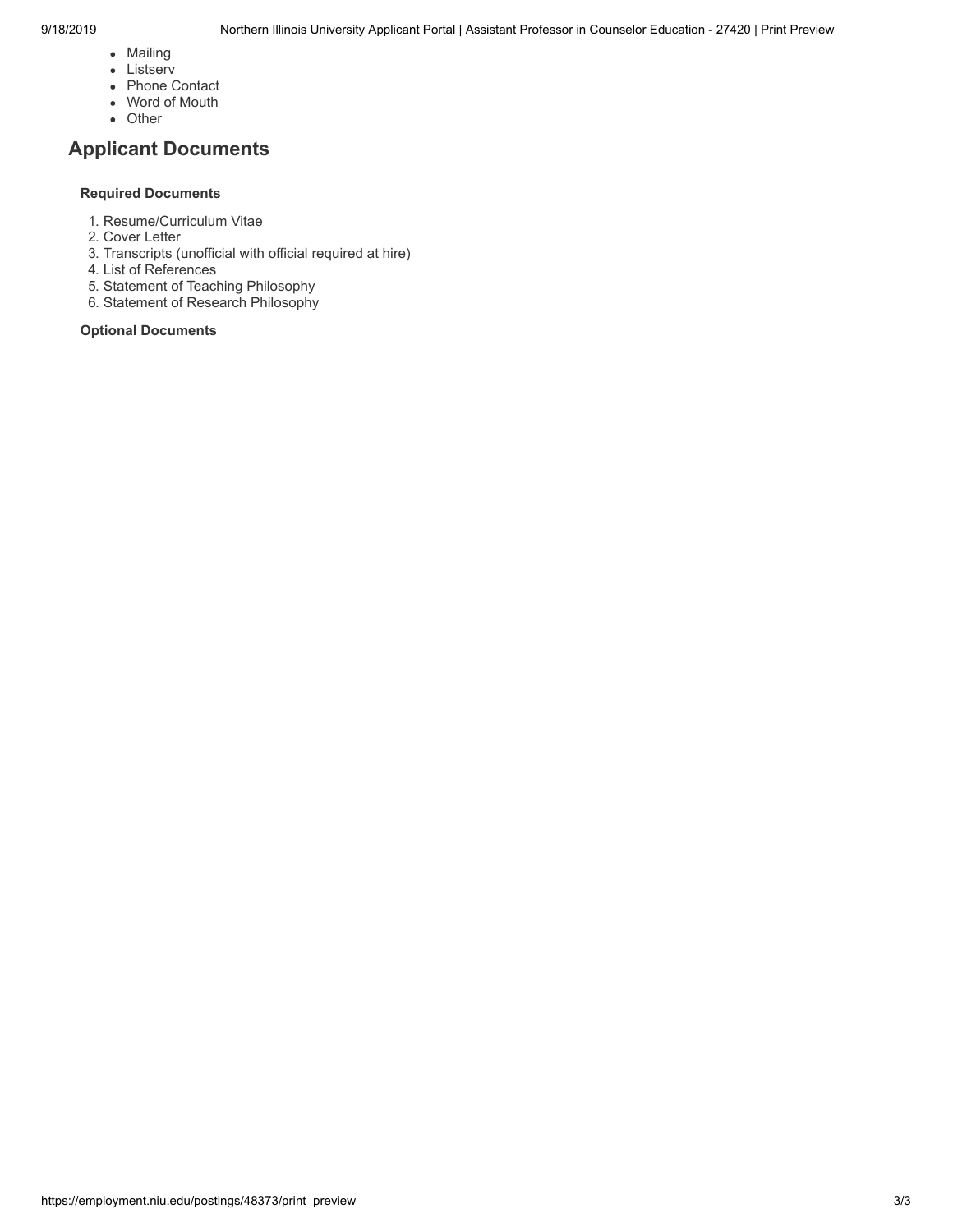- Mailing
- Listserv
- Phone Contact
- Word of Mouth
- Other

## Applicant Documents

**Required Documents**

1. Resume/Curriculum Vitae
2. Cover Letter
3. Transcripts (unofficial with official required at hire)
4. List of References
5. Statement of Teaching Philosophy
6. Statement of Research Philosophy

**Optional Documents**